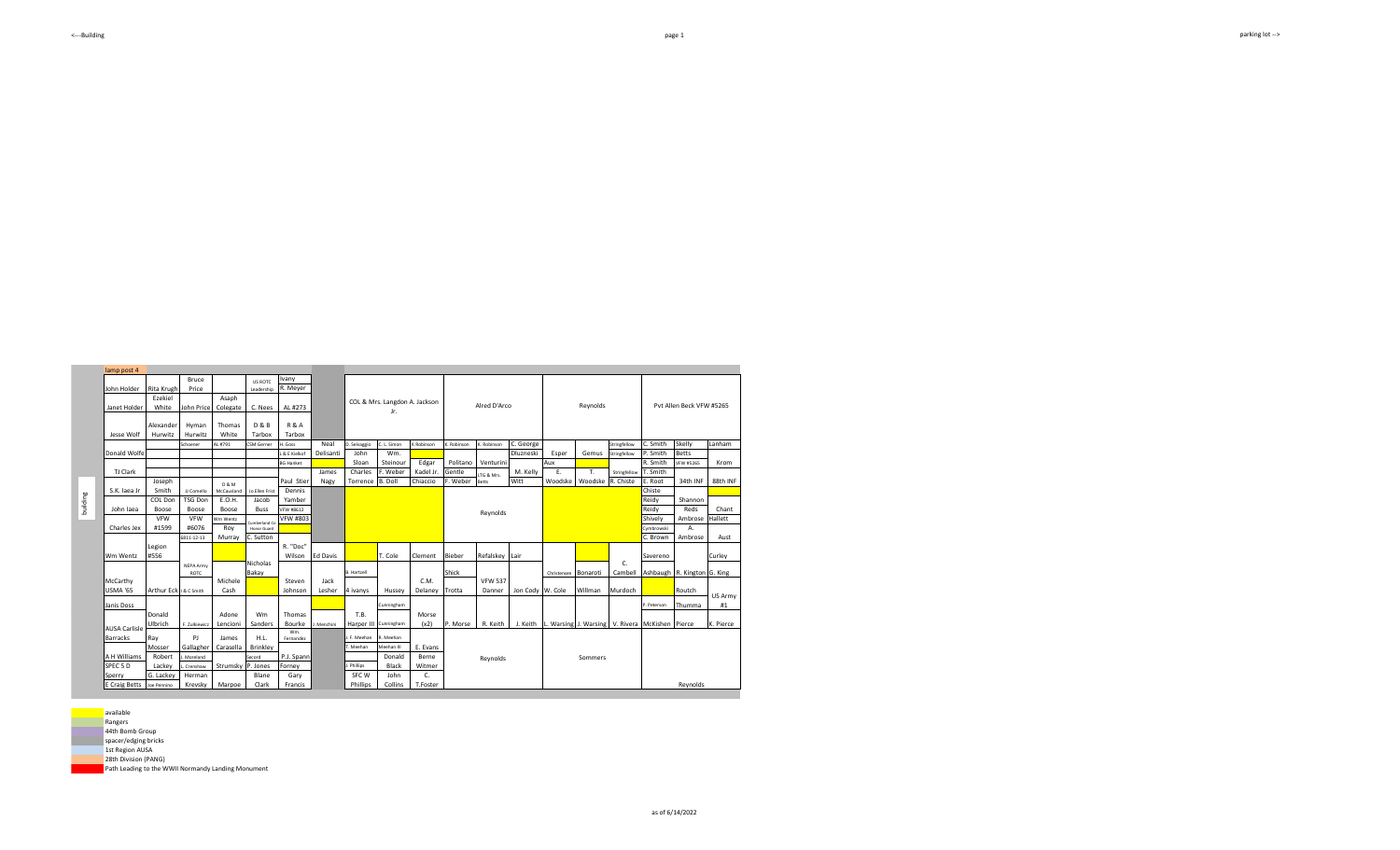<---Building

parking lot -->

lamp post 4

building

| | | | | | | | | | | | | | | | | | | | | | |
|---|---|---|---|---|---|---|---|---|---|---|---|---|---|---|---|---|---|---|---|---|---|
| John Holder | Rita Krugh | Bruce Price | | US ROTC Leadership | Ivany R. Meyer | | COL & Mrs. Langdon A. Jackson Jr. | | | Alred D'Arco | | | Reynolds | | | Pvt Allen Beck VFW #5265 | | |
| Janet Holder | Ezekiel White | John Price | Asaph Colegate | C. Nees | AL #273 | | | | | | | | | | | | | |
| Jesse Wolf | Alexander Hurwitz | Hyman Hurwitz | Thomas White | D & B Tarbox | R & A Tarbox | | | | | | | | | | | | | |
| | | Schoener | AL #791 | CSM Gerner | H. Goss | Neal | D. Selvaggio | C. L. Simon | K Robinson | K. Robinson | K. Robinson | C. George | | | Stringfellow | C. Smith | Skelly | Lanham |
| Donald Wolfe | | | | | L & E Kistkof | Delisanti | John | Wm. | | | | Dluzneski | Esper | Gemus | Stringfellow | P. Smith | Betts | |
| | | | | | BG Harkiet | | Sloan | Steinour | Edgar | Politano | Venturini | | Aux | | | R. Smith | VFW #5265 | Krom |
| TJ Clark | | | | | | James | Charles | F. Weber | Kadel Jr. | Gentle | LTG & Mrs. Betts | M. Kelly | E. | T. | Stringfellow | T. Smith | | |
| S.K. Iaea Jr | Joseph Smith | JJ Corsello | D & M McCausland | Jo Ellen Frist | Paul Stier | Nagy | Torrence | B. Doll | Chiaccio | F. Weber | | Witt | Woodske | Woodske | R. Chiste | E. Root | 34th INF | 88th INF |
| | | | | | Dennis | | | | | | | | | | | Chiste | | |
| John Iaea | COL Don Boose | TSG Don Boose | E.O.H. Boose | Jacob Buss | Yamber | | | | | Reynolds | | | | | | Reidy | Shannon | |
| | | | | | VFW #8612 | | | | | | | | | | | Reidy | Reds | Chant |
| Charles Jex | VFW #1599 | VFW #6076 | Wm Wentz | Cumberland Co Honor Guard | VFW #803 | | | | | | | | | | | Shively | Ambrose | Hallett |
| | | 6811-12-13 | Roy Murray | | C. Sutton | | | | | | | | | | | Cymbrowski | A. | |
| | | | | | | | | | | | | | | | | C. Brown | Ambrose | Aust |
| Wm Wentz | Legion #556 | | | | R. "Doc" Wilson | Ed Davis | | T. Cole | Clement | Bieber | Refalskey | Lair | | | | Savereno | | Curley |
| | | NEPA Army ROTC | | Nicholas Bakay | | | B. Hartzell | | | Shick | | | Christensen | Bonaroti | C. Cambell | Ashbaugh | R. Kington | G. King |
| McCarthy USMA '65 | Arthur Eck | L & C Smith | Michele Cash | | Steven Johnson | Jack Lesher | 4 ivanys | Hussey | C.M. Delaney | Trotta | VFW 537 Danner | Jon Cody | W. Cole | Willman | Murdoch | | Routch | US Army #1 |
| Janis Doss | | | | | | | | Cunningham | | | | | | | | P. Peterson | Thumma | |
| AUSA Carlisle Barracks | Donald Ulbrich | F. Zulkiewicz | Adone Lencioni | Wm Sanders | Thomas Bourke | J. Menchini | T.B. Harper III | Cunningham | Morse (x2) | P. Morse | R. Keith | J. Keith | L. Warsing | J. Warsing | V. Rivera | McKishen | Pierce | K. Pierce |
| | Ray Mosser | PJ Gallagher | James Carasella | H.L. Brinkley | Wm. Fernandes | | J. F. Meehan | R. Meehan | | | | | | | | | | |
| | | | | | | | T. Meehan | Meehan III | E. Evans | | | | | | | | | |
| A H Williams | Robert | L. Moreland | | Secord | P.J. Spann | | | Donald | Berne | | Reynolds | | | Sommers | | | | |
| SPEC 5 D | Lackey | L. Crenshaw | Strumsky | P. Jones | Forney | | J. Phillips | Black | Witmer | | | | | | | | | |
| Sperry | G. Lackey | Herman | | Blane | Gary | | SFC W | John | C. | | | | | | | | | |
| E Craig Betts | Joe Pennino | Krevsky | Marpoe | Clark | Francis | | Phillips | Collins | T.Foster | | | | | | | | Reynolds | |

- available
- Rangers
- 44th Bomb Group
- spacer/edging bricks
- 1st Region AUSA
- 28th Division (PANG)
- Path Leading to the WWII Normandy Landing Monument

as of 6/14/2022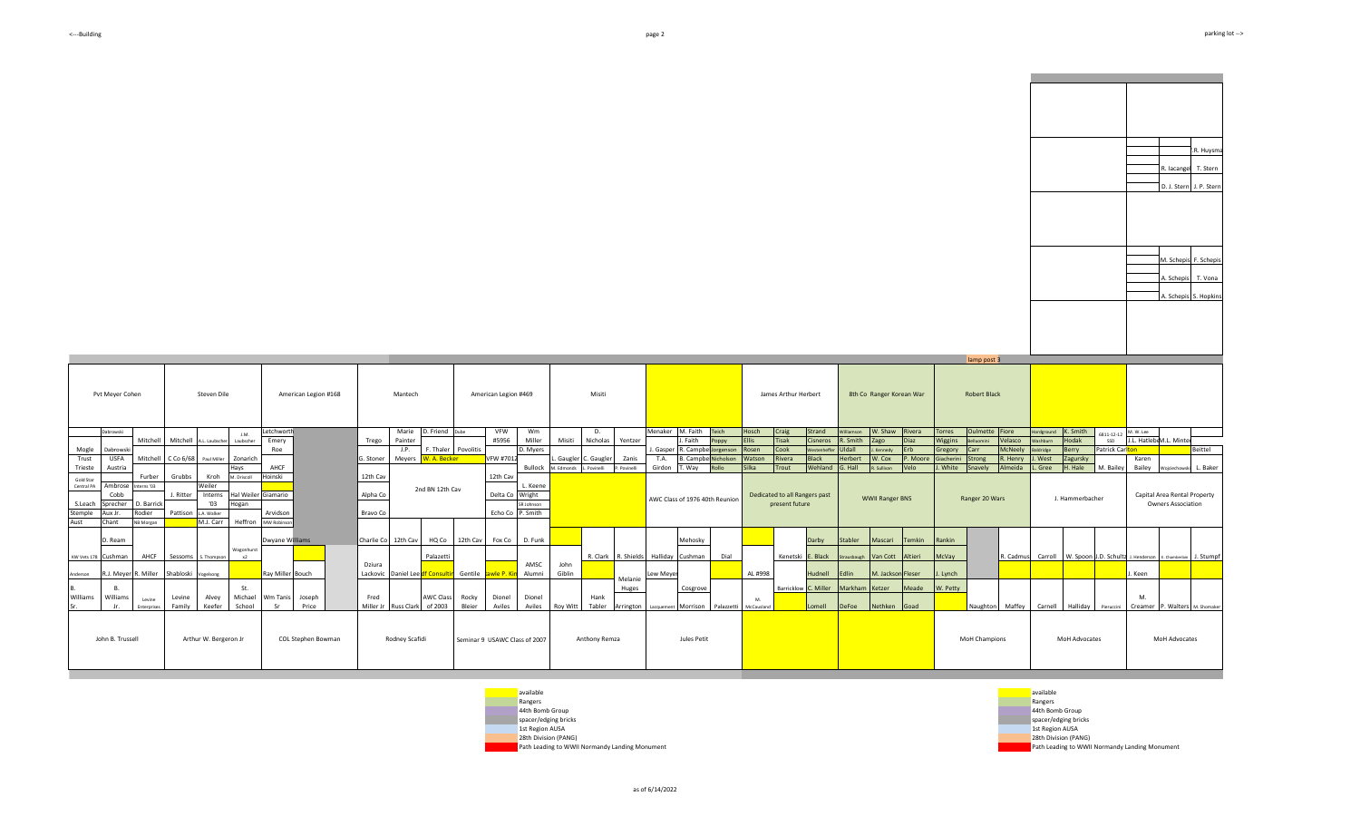<---Building

parking lot -->

| | | | |
|---|---|---|---|
| | | | R. Huysma |
| | | R. Iacangelo | T. Stern |
| | | D. J. Stern | J. P. Stern |
| | | | |
| | | M. Schepis | F. Schepis |
| | | A. Schepis | T. Vona |
| | | A. Schepis | S. Hopkins |

lamp post 3

| Pvt Meyer Cohen | Steven Dile | American Legion #168 | Mantech | American Legion #469 | Misiti | | James Arthur Herbert | 8th Co Ranger Korean War | Robert Black | | |
|---|---|---|---|---|---|---|---|---|---|---|---|

| | | | | | | | | | | | | | | | | | | | | | | | | | | | | | | | | | | | | | | |
|---|---|---|---|---|---|---|---|---|---|---|---|---|---|---|---|---|---|---|---|---|---|---|---|---|---|---|---|---|---|---|---|---|---|---|---|---|---|---|
| | Dabrowski | Mitchell | Mitchell | A.L. Laubscher | J.M. Laubscher | Letchworth Emery | | Trego | Marie Painter | D. Friend | Dube | VFW #5956 | Wm Miller | Misiti | D. Nicholas | Yentzer | Menaker | M. Faith | Teich | Hosch | Craig | Strand | Williamson | W. Shaw | Rivera | Torres | Oulmette | Fiore | Hardground | K. Smith | 6B11-12-12 SSD | M. W. Lee | | |
| Mogle | Dabrowski | | | | | Roe | | | J.P. | F. Thaler | Povolitis | | D. Myers | | | | J. Gasper | R. Campbell | Jorgenson | Rosen | Cook | Westenhoffer | Uldall | J. Kennedy | Erb | Gregory | Carr | McNeely | Baldridge | Berry | Patrick Carlton | J.L. Hatlebe | M.L. Minter | Beittel |
| Trust Trieste | USFA Austria | Mitchell | C Co 6/68 | Paul Miller | Zonarich Hays | AHCF | | G. Stoner | Meyers | W. A. Becker | | VFW #7012 | Bullock | L. Gaugler M. Edmonds | C. Gaugler L. Povinelli | Zanis P. Povinelli | T.A. Girdon | B. Campbell T. Way | Nicholson Rollo | Watson Silka | Rivera Trout | Black Wehland | Herbert G. Hall | W. Cox R. Sullivan | P. Moore Velo | Giacherini J. White | Strong Snavely | R. Henry Almeida | J. West L. Gree | Zagursky H. Hale | M. Bailey | Karen Bailey | Wojciechowski | L. Baker |
| Gold Star Central PA | Furber | Grubbs | Kroh | M. Driscoll | Hoinski | | | 12th Cav | | | | 12th Cav | | | | | | | | | | | | | | | | | | | | | | |
| Ambrose | Interns '03 | J. Ritter | Weiler Interns '03 | Hal Weiler | Giamario | | | Alpha Co | 2nd BN 12th Cav | | | Delta Co | L. Keene Wright SR Johnson | | | | AWC Class of 1976 40th Reunion | | | Dedicated to all Rangers past present future | | | WWII Ranger BNS | | | Ranger 20 Wars | | | J. Hammerbacher | | | Capital Area Rental Property Owners Association | | |
| S.Leach | Cobb Sprecher | D. Barrick | | | Hogan | | | | | | | | | | | | | | | | | | | | | | | | | | | | | |
| Stemple | Aux Jr. | Rodier | Pattison | L.A. Walker | | Arvidson | | Bravo Co | | | | Echo Co | P. Smith | | | | | | | | | | | | | | | | | | | | | |
| Aust | Chant | NB Morgan | | M.J. Carr | Heffron | MW Robinson | | | | | | | | | | | | | | | | | | | | | | | | | | | | |
| | D. Ream | | | | | Dwyane Williams | | Charlie Co | 12th Cav | HQ Co | 12th Cav | Fox Co | D. Funk | | | | | Mehosky | | | | Darby | Stabler | Mascari | Temkin | Rankin | | | | | | | | |
| KW Vets 178 | Cushman | AHCF | Sessoms | S. Thompson | Wagonhurst x2 | | | Dziura | | Palazetti | | | AMSC Alumni | John Giblin | | R. Clark | R. Shields | Halliday | Cushman | Dial | | Kenetski | E. Black | Strausbaugh | Van Cott | Altieri | McVay | | R. Cadmus | Carroll | W. Spoon | J.D. Schultz | J. Henderson | F. Chambers | J. Stumpf |
| Anderson | R.J. Meyer | R. Miller | Shabloski | Vogelsong | | Ray Miller | Bouch | Lackovic | Daniel Lee | dF Consulting | Gentile | Jawle P. Kim | | | Melanie Huges | | Lew Meyer | | | AL #998 | | Hudnell | Edlin | M. Jackson | Fleser | J. Lynch | | | | | | J. Keen | | |
| B. Williams Sr. | B. Williams Jr. | Levine Enterprises | Levine Family | Alvey Keefer | St. Michael School | Wm Tanis Sr | Joseph Price | Fred Miller Jr | Russ Clark | AWC Class of 2003 | Rocky Bleier | Dionel Aviles | Dionel Aviles | Roy Witt | Hank Tabler | Arrington | Lacquement | Cosgrove Morrison | Palazzetti | M. McCausland | | Barricklow Lomell | C. Miller | Markham DeFoe | Ketzer Nethken | Meade Goad | W. Petty | Naughton | Maffey | Carnell | Halliday | Pierazzini | M. Creamer | P. Walters | M. Shomaker |

| John B. Trussell | Arthur W. Bergeron Jr | COL Stephen Bowman | Rodney Scafidi | Seminar 9 USAWC Class of 2007 | Anthony Remza | Jules Petit | | | MoH Champions | MoH Advocates | MoH Advocates |
|---|---|---|---|---|---|---|---|---|---|---|---|

Legend:
- available
- Rangers
- 44th Bomb Group
- spacer/edging bricks
- 1st Region AUSA
- 28th Division (PANG)
- Path Leading to WWII Normandy Landing Monument

as of 6/14/2022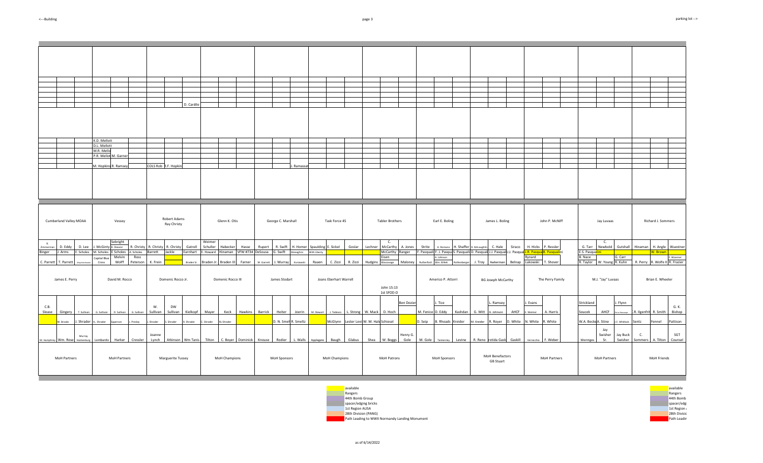<-- Building | parking lot -->

| | | | | | | | | | | | | | | | | | | | | | | | | | | | | | | | | | | | | | | |
|---|---|---|---|---|---|---|---|---|---|---|---|---|---|---|---|---|---|---|---|---|---|---|---|---|---|---|---|---|---|---|---|---|---|---|---|---|---|---|
| | | | | | | | | D. Cardile | | | | | | | | | | | | | | | | | | | | | | | | | | | | | | |
| | | | K.D. Mellott | | | | | | | | | | | | | | | | | | | | | | | | | | | | | | | | | | | |
| | | | D.L. Mellott | | | | | | | | | | | | | | | | | | | | | | | | | | | | | | | | | | | |
| | | | M.R. Mello | | | | | | | | | | | | | | | | | | | | | | | | | | | | | | | | | | | |
| | | | P.R. Mellot | M. Garner | | | | | | | | | | | | | | | | | | | | | | | | | | | | | | | | | | |
| | | | M. Hopkins | R. Ramsey | | COLS Rob | R.F. Hopkin | | | | | | | J. Ramassat | | | | | | | | | | | | | | | | | | | | | | | | |

| Cumberland Valley MOAA | | | Vessey | | | Robert Adams Ray Christy | | | Glenn K. Otis | | | George C. Marshall | | | Task Force 45 | | | Tabler Brothers | | | Earl E. Boling | | | James L. Boling | | | John P. McNiff | | | | Jay Luvaas | | | Richard J. Sommers | | |
|---|---|---|---|---|---|---|---|---|---|---|---|---|---|---|---|---|---|---|---|---|---|---|---|---|---|---|---|---|---|---|---|---|---|---|---|---|---|
| B. Zimmerman | D. Eddy | D. Lee | J. McGinty | Sebright R. Shearer | R. Christy | R. Christy | R. Christy | Gatrell | Weimer Schuller | Habecker | Hasse | Rupert | R. Swift | H. Homer | Spaulding | E. Sickel | Goslar | Lechner | C. McCarthy | A. Jones | Strite | A. Romano | H. Shaffer | R. McLaughlin | C. Hale | Siraco | H. Hicks | P. Ressler | | G. Tarr | C. Newbold | Gutshall | Hinaman | H. Angle | Wuestner |
| Binger | J. Arms | E. Scholes | M. Scholes | E Scholes | A. Scholes | Barrett | Jackle | Earnhart | E. Howard | Hinaman | VFW #734 | DeSousa | G. Swift | Meneghini | With Liberty | | | | McCarthy | Ranger | F. Pasquali | F. J. Pasqua | S. Pasquali | D. Pasquali | J.J. Pasqua | J.J. Pasqua | J.R. Pasqua | B. Pasqualini | | E.S. Pasqualini | | | | W. Brown | |
| | | | Capital Blue Cross | Melvin Wolff | Ross Peterson | | | | | | | | | | | | | | Eisen | | | A. Johnson | | | | | Rynard | | | B. Nace | | G. Carr | | | F. Woerner |
| C. Parrett | T. Parrett | Stephenhouse | | | | K. Frein | | Braden Sr. | Braden Jr. | Braden III | Farner | W. Garrett | J. Murray | Kurzawski | Raaen | C. Zizzi | R. Zizzi | Hudgins | Wanzavage | Maloney | Rutherford | Wm. Billett | Rothenberger | J. Troy | Awkerman | Belnap | Lukowski | T. Shover | | R. Taylor | W. Young | R. Kuhn | R. Perry | R. Wolfe II | R. Frazier |
| James E. Perry | | | David M. Rocco | | | Domenic Rocco Jr. | | | Domenic Rocco III | | | James Stodart | | | Joans Eberhart Warrell | | | John 15:13 1st SFOD-D | | | Americo P. Attorri | | | BG Joseph McCarthy | | | The Perry Family | | | | M.J. "Jay" Luvaas | | | Brian E. Wheeler | | |
| | | | | | | | | | | | | | | | | | | | | Ben Dozier | | J. Tice | | | L. Ramsey | | J. Evans | | | Strickland | | J. Flynn | | | |
| C.B. Slease | Gingery | T. Sullivan | G. Sullivan | D. Sullivan | G. Sullivan | W. Sullivan | DW Sullivan | Kielkopf | Mayer | Keck | Hawkins | Barrick | Heiter | Joerin | M. Stewart | J. Tedesco | L. Strong | W. Mack | D. Hoch | | M. Fenice | D. Eddy | Kashdan | G. Witt | G. Johnson | AHCF | E. Weimer | A. Harris | | Soucek | AHCF | De La Houssaye | R. Ilgenfrit | R. Smith | G. K. Bishop |
| | W. Brooks | J. Shrader | H., Shrader | Epperson | J. Presley | J. Shrader | S. Shrader | R. Shrader | C. Shrader | RL Shrader | | | D. N. Smelt | R. Smeltz | | McGlynn | Lester Levi | W. M. Hale | Schiesel | | D. Seip | B. Rhoads | Kreider | M. Kreider | R. Royer | D. White | N. White | R. White | | W.A. Becker | A. Stine | J.F. Whitlock | Sentz | Fennel | Pattison |
| M. Humphrey | Wm. Rose | Murray Hackenburg | Lombardo | Harker | Cressler | Joanne Lynch | Atkinson | Wm Tanis | Tilton | C. Boyer | Dominick | Knouse | Rodier | L. Walls | Applegate | Baugh | Glabus | Shea | W. Boggs | Henry G. Gole | M. Gole | Tankersley | Levine | R. Reno | rotida Gask | Gaskill | Verrecchio | F. Weber | | Wemtges | Jay Swisher Sr. | Jay Buck Swisher | C. Sommers | A. Tilton | SGT Counsel |
| MoH Partners | | | MoH Partners | | | Marguerite Tussey | | | MoH Champions | | | MoH Sponsors | | | MoH Champions | | | MoH Patrons | | | MoH Sponsors | | | MoH Benefactors GB Stuart | | | MoH Partners | | | | MoH Partners | | | MoH Friends | | |

Legend:
- available
- Rangers
- 44th Bomb Group
- spacer/edging bricks
- 1st Region AUSA
- 28th Division (PANG)
- Path Leading to WWII Normandy Landing Monument

as of 6/14/2022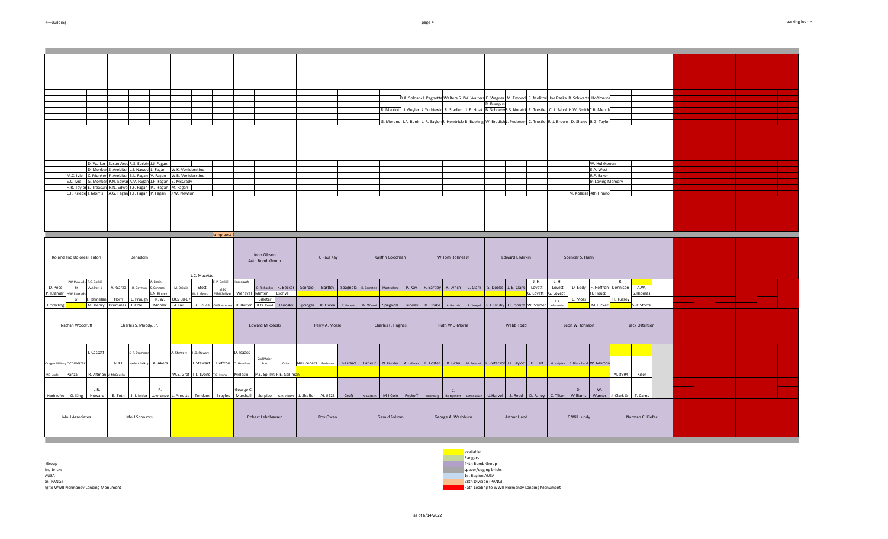<---Building

parking lot -->

| | | | | | | | | | | | |
|---|---|---|---|---|---|---|---|---|---|---|---|
| D.A. Soldan | J. Pagnotta | Walters S. | W. Walters | E. Wagner | M. Emond | R. Molitor | Joe Paska | R. Schwartz | Hoffmaster | | |
| | | | | R. Bumpus | | | | | | | |
| R. Marriott | J. Guyler | J. Yurkiewic | R. Stadler | L.E. Hoak | B. Schoenv | S.S. Norvick | E. Trostle | C. J. Sabol | H.W. Smith | C.B. Merrill | |
| G. Moreno | J.A. Bonin | J. R. Saylor | R. Hendricks | B. Buehrig | W. Bradish | L. Pedersen | C. Trostle | R. J. Brown | D. Shank | B.G. Taylor | |

| | | | | | |
|---|---|---|---|---|---|
| D. Walker | Susan Areb | R.S. Eurbin | J.J. Fagan | | W. Hulkkonen |
| D. Monken | S. Arebiter | L.J. Nawoti | L. Fagan | W.K. Vonlderstine | E.A. West |
| M.C. Ivie | C. Monken | F. Arebiter | B.L. Fagan | V. Fagan | W.B. Vonlderstine | R.F. Baker |
| E.C. Ivie | G. Monken | P.N. Edwar | A.V. Fagan | J.P. Fagan | B. McCrady | In Loving Memory |
| H.R. Taylor | E. Treasure | H.N. Edwar | T.F. Fagan | P.J. Fagan | M. Fagan | |
| C.F. Kriede | I. Morris | A.G. Fagan | T.F. Fagan | P. Fagan | J.W. Newton | M. Kolassa 4th Financ |

lamp post 2

| Roland and Dolores Fenton | Benadom | J.C. MacAtte | John Gibson 44th Bomb Group | R. Paul Kay | Griffin Goodman | W Tom Holmes Jr | Edward L Mirkin | Spencer S. Hunn | |
|---|---|---|---|---|---|---|---|---|---|
| D. Pece; HW Daniels Sr; R.C. Gaskill; VVA Post 1 | A. Garza; D. Gayman; A. Bonin; S. Connors | M. DeLellis; Stott; E. P. Gaskill; M&C | Hagenbuch; D. Richardson; R. Becker | Scorpio; Bartley; Spagnola | D. Bernstein; Mastradone; P. Kay | F. Bartley; R. Lynch; C. Clark | S. Dobbs; J. E. Clark; J. H. Lovett | J. H. Lovett; D. Eddy; F. Heffron | R. Dennison; A.W. |
| P. Kramer; HW Daniels Jr; F. Rhineland | Horn; L. Prough; L.N. Kinney; R. W. | W. J. Myers; M&B Sullivan; OCS 68-67 | Wensyel; Minter; Escriva; Billeter | | | | G. Lovett | G. Lovett; C. Moss; H. Houtz | H. Tussey; S.Thomas |
| J. Sterling; M. Henry; Drummer | D. Cole; Mohler | RA Kiel; R. Bruce; CWS McAuley | H. Bolton; R.O. Reed; Tenosky | Springer; R. Owen; C. Roberts | W. Weant; Spagnola; Terwey | D. Drake; A. Bartsch; B. Swegel | R.J. Hruby; T.L. Smith; W. Snyder | T. F. Alexander; M Tucker | SPC Storts |
| Nathan Woodruff | Charles S. Moody, Jr. | | Edward Mikoloski | Perry A. Morse | Charles F. Hughes | Ruth W D-Morse | Webb Todd | Leon W. Johnson | Jack Ostenson |
| J. Cassatt | S. R. Drummer | A. Stewart; H.D. Stewart | D. Isaacs | | | | | | |
| Oregon Military; Schweiter; AHCF | Hazlett Kiellop; A. Akers | J. Stewart; Heffron | D. Hamilton; 2nd Major Port; Caine | Nils Peders; Pedersen; Garrard | Lafleur; N. Gunter; A. Leibner | E. Foster; B. Grau; M. Feinstein | R. Peterson; O. Taylor; D. Hart | G. Halpiea; E. Blanchard; W. Morton | |
| MG Linde; Panza; R. Altman; J. McCauslin | | W.S. Graf; T.L. Lyons; T.G. Lyons | Meleski; P.E. Spillma; P.E. Spillman | | | | | | AL #594; Kiser |
| Nothdufet; G. King; J.R. Howard | E. Toth; J. I. Imler; P. Lawrence | J. Arnette; Tendam; Broyles | George C. Marshall; Serpico; G.R. Akam | J. Shaffer; AL #223; Croft | A. Bartsch; M J Cole; Petkoff | Rosenberg; C. Bengston; Lehnhausen | U.Harvel; S. Reed; D. Fahey | C. Tilton; D. Williams; W. Warner | J. Clark Sr.; T. Carns |
| MoH Associates | MoH Sponsors | | Robert Lehnhausen | Roy Owen | Gerald Folsom | George A. Washburn | Arthur Hand | C Will Lundy | Norman C. Kiefer |

Legend:
- available
- Rangers
- 44th Bomb Group
- spacer/edging bricks
- 1st Region AUSA
- 28th Division (PANG)
- Path Leading to WWII Normandy Landing Monument

as of 6/14/2022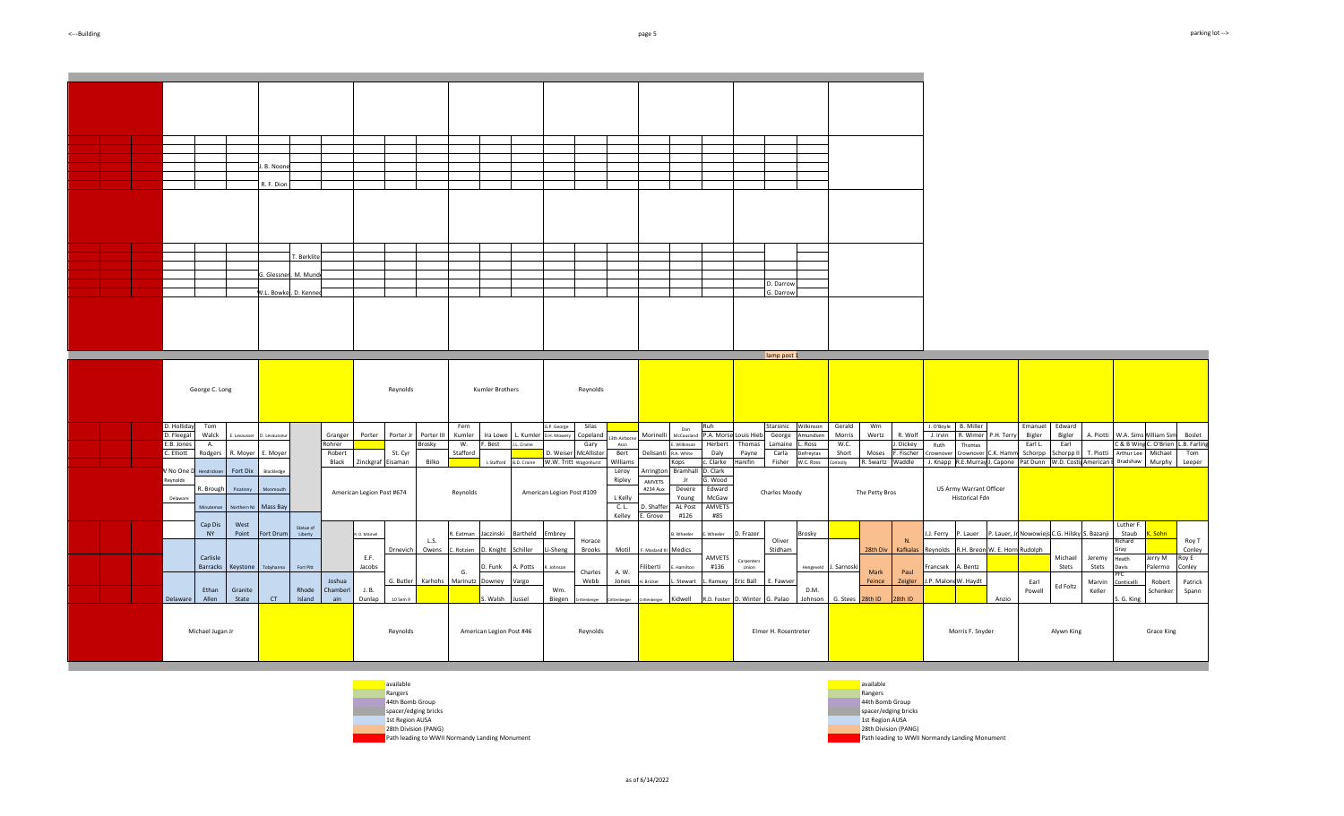<---Building

parking lot -->

| | | | | | | | | | | | |
|---|---|---|---|---|---|---|---|---|---|---|---|
| | | J. B. Noone | | | | | | | | | |
| | | R. F. Dion | | | | | | | | | |
| | | | T. Berklite | | | | | | | | |
| | | G. Glessner | M. Munde | | | | | | | | |
| | | | | | | | | | | D. Darrow | |
| | | W.L. Bowke | D. Kenned | | | | | | | G. Darrow | |

lamp post 1

| | | | | | | | | | | | |
|---|---|---|---|---|---|---|---|---|---|---|---|
| George C. Long | | Reynolds | Kumler Brothers | Reynolds | | | | | | | |
| D. Holliday / D. Fleegal / E.B. Jones / C. Elliott | Tom Walck / A. Rodgers | E. Levasseur / R. Moyer / E. Moyer | D. Levasseur | Granger / Rohrer / Robert Black | Porter / Zinckgraf | Porter Jr / St. Cyr / Eisaman | Porter III / Brosky / Bilko | Fern Kumler / W. Stafford | Ira Lowe / F. Best / L Stafford | L. Kumler / J.L. Craine / B.D. Craine | G.F. George / D.H. Mowery / D. Weiser / W.W. Tritt |
| Silas Copeland / Gary McAllister / Wagonhurst | 13th Airborne Assn | Morinelli / Bert Delisanti / Williams | Dan McCausland / E. Wilkinson / R.A. White / Kops | Ruh / P.A. Morse / Herbert Daly / C. Clarke | Louis Hieb / Thomas Payne / Hanifin | Starsinic / George Lamaine / Carla Fisher | Wilkinson / Amundsen / L. Ross / DeFreytas / W.C. Ross | Gerald Morris / W.C. Short / Connolly | Wm Wertz / Moses / R. Swartz | R. Wolf / J. Dickey / F. Fischer / Waddle | |
| J. O'Boyle / J. Irvin / Ruth / Crownover / J. Knapp | B. Miller / R. Wimer / Thomas / Crownover / R.E.Murray | P.H. Terry / C.K. Hamm / J. Capone | Emanuel Bigler / Earl L. / Schorpp / Pat Dunn | Edward Bigler / Earl / Schorpp II / W.D. Costa | A. Piotti / T. Piotti / American | W.A. Sims / C & B Wing / Arthur Lee / Bradshaw | William Sim / C. O'Brien / Michael / Murphy | Boslet / L.B. Farling / Tom / Leeper | | | |
| W No One D / Reynolds / Delaware | Hendrickson / R. Brough / Minuteman | Fort Dix / Picatinny / Northern NJ | Blackledge / Monmouth / Mass Bay | American Legion Post #674 | | Reynolds | American Legion Post #109 | Leroy Ripley / L Kelly / C. L. Kelley | Arrington / AMVETS #234 Aux / D. Shaffer / E. Grove | Bramhall / Jr / Devere Young / AL Post #126 | D. Clark / G. Wood / Edward McGaw / AMVETS #85 |
| Charles Moody | The Petty Bros | US Army Warrant Officer Historical Fdn | | | | | | | | | |
| Cap Dis NY | West Point | Fort Drum | Statue of Liberty | H. D. Mitchell | Drnevich | L.S. Owens | R. Eatman / C. Rotzien | Jaczinski / D. Knight | Bartheld / Schiller | Embrey / Li-Sheng | Horace Brooks |
| Motil | F. Masland III | B. Wheeler / Medics | E. Wheeler | D. Frazer | Oliver Stidham | Brosky | 28th Div | N. Kafkalas | J.J. Ferry / Reynolds | P. Lauer / R.H. Breon | P. Lauer, Jr / W. E. Horn |
| Nowowiejs / Rudolph | C.G. Hilsky | S. Bazanji | Luther F. Staub / Richard Gray | K. Sohn | Roy T Conley | | | | | | |
| Carlisle Barracks / Delaware | Keystone / Ethan Allen | Tobyhanna / Granite State | Fort Pitt / CT | Joshua Chamberlain / Rhode Island | E.F. Jacobs / J. B. Dunlap | G. Butler / 10 Sem 9 | Karhohs | G. Marinutz | D. Funk / Downey / S. Walsh | A. Potts / Vargo / Jussel | R. Johnson / Wm. Biegen |
| Charles Webb / Crittenberger | A. W. Jones / Crittenberger | Filiberti / H. Bricker / Crittenberger | E. Hamilton / L. Stewart / Kidwell | AMVETS #136 / L. Ramsey / R.D. Foster | Carpenters Union / Eric Ball / D. Winter | E. Fawver / G. Palao | Hengeveld / D.M. Johnson | J. Sarnoski / G. Stees | Mark Feince / 28th ID | Paul Zeigler / 28th ID | |
| Francsek / J.P. Malone | A. Bentz / W. Haydt | Anzio | Earl Powell | Ed Foltz | Michael Stets | Jeremy Stets / Marvin Keller | Heath Davis / PFC Conticelli / S. G. King | Jerry M Palermo / Robert Schenker | Roy E Conley / Patrick Spann | | |
| Michael Jugan Jr | | Reynolds | American Legion Post #46 | Reynolds | | Elmer H. Rosentreter | | Morris F. Snyder | Alywn King | Grace King | |

- available
- Rangers
- 44th Bomb Group
- spacer/edging bricks
- 1st Region AUSA
- 28th Division (PANG)
- Path leading to WWII Normandy Landing Monument

as of 6/14/2022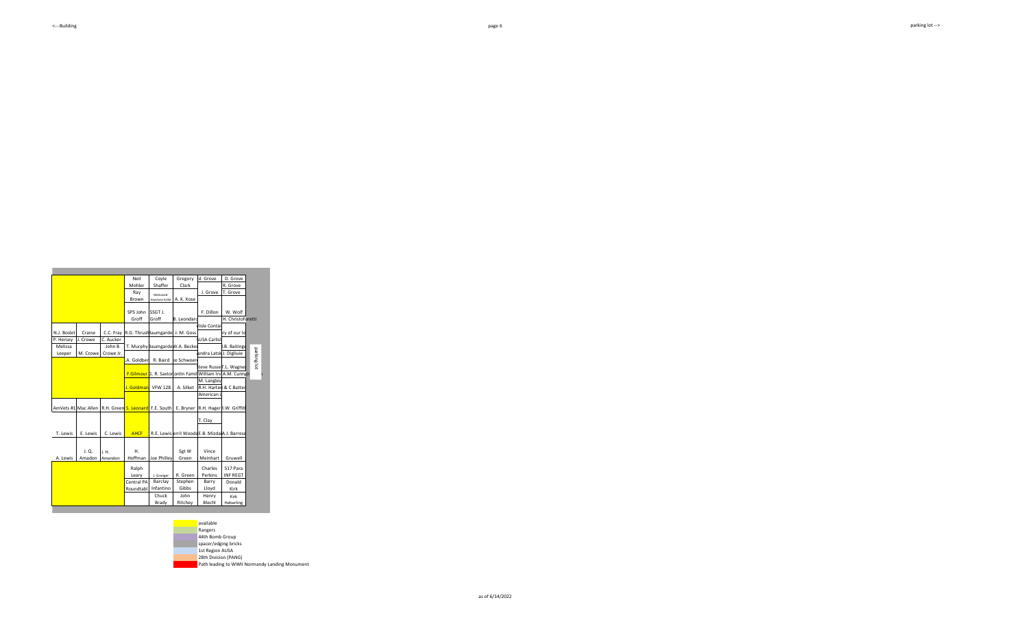<---Building

parking lot -->

| | | | | | | | |
|---|---|---|---|---|---|---|---|
| | | | Neil Mohler | Coyle Shaffer | Gregory Clark | d. Grove | D. Grove |
| | | | | | | | R. Grove |
| | | | Ray Brown | McDonald Keystone AUSA | A. K. Kose | J. Grove | T. Grove |
| | | | SP5 John Groff | SSGT J. Groff | B. Leondard | F. Dillon | W. Wolf |
| | | | | | | | H. Christoforetti |
| | | | | | | lisle Contai | |
| N.J. Boslet | Craine | C.C. Fray | R.G. Thrush | Baumgarde | J. M. Goss | | ry of our lo |
| P. Hersey | J. Crowe | C. Aucker | | | | USA Carlisl | |
| Melissa Leeper | M. Crowe | John B Crowe Jr. | T. Murphy | Baumgarde | W.A. Becker | | .B. Baitinge |
| | | | | | | andra Latsk | J. Digliuie |
| | | | .A. Goldber | R. Baird | e Schwoere | | |
| | | | | | | teve Russe | T.L. Wagner |
| | | | F.Gilmour | G. R. Saxtor | onlin Famil | William Irv | A.M. Cunnigh |
| | | | | | | M. Langley | |
| | | | J. Goldman | VFW 128 | A. Silket | R.H. Harter | & C Batter |
| | | | | | | American L | |
| AmVets #1 | Mac Allen | R.H. Green | S. Leonard | F.E. South | E. Bryner | R.H. Hager | R W. Griffith |
| | | | | | | T. Clay | |
| T. Lewis | E. Lewis | C. Lewis | AHCF | R.E. Lewis | errill Wooda | E.B. Mizdal | A.J. Barrese |
| A. Lewis | J. Q. Amadon | J. H. Amandon | H. Hoffman | Joe Philley | Sgt W Green | Vince Meinhart | Gruwell |
| | | | Ralph Leary | J. Granger | R. Green | Charles Perkins | 517 Para INF REGT |
| | | | Central PA Roundtabl | Barclay Infantino | Stephen Gibbs | Barry Lloyd | Donald Kirk |
| | | | | Chuck Brady | John Ritchey | Henry Blechl | Kirk Heberling |

parking lot

- available
- Rangers
- 44th Bomb Group
- spacer/edging bricks
- 1st Region AUSA
- 28th Division (PANG)
- Path leading to WWII Normandy Landing Monument

as of 6/14/2022